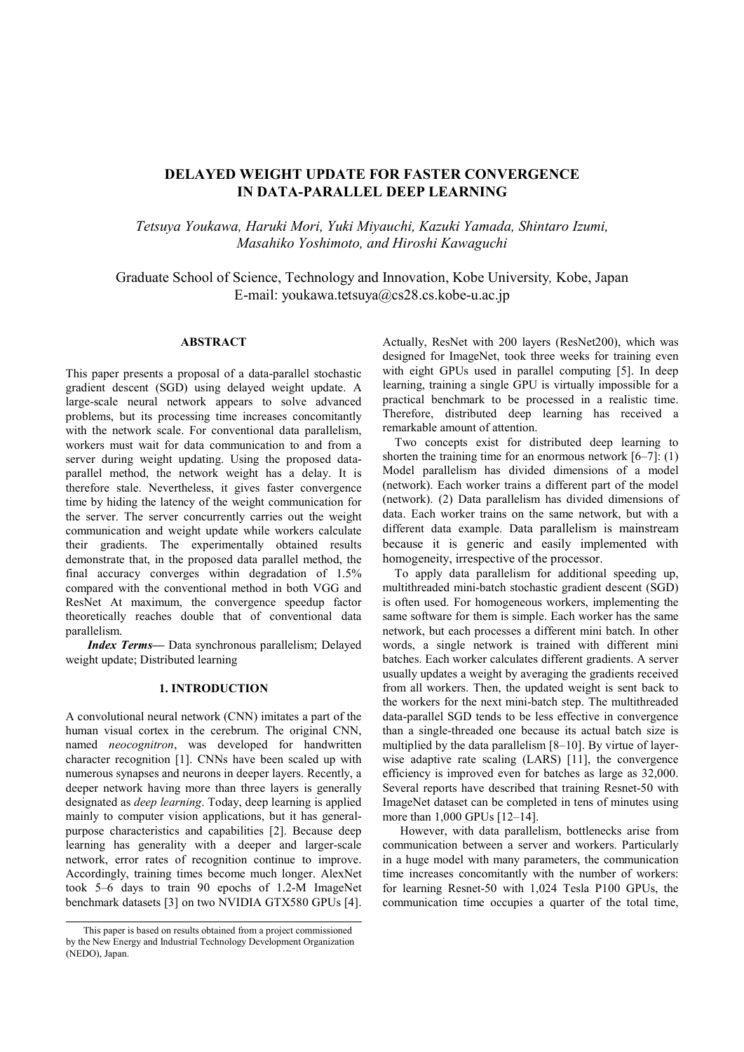# DELAYED WEIGHT UPDATE FOR FASTER CONVERGENCE IN DATA-PARALLEL DEEP LEARNING

*Tetsuya Youkawa, Haruki Mori, Yuki Miyauchi, Kazuki Yamada, Shintaro Izumi, Masahiko Yoshimoto, and Hiroshi Kawaguchi*

Graduate School of Science, Technology and Innovation, Kobe University, Kobe, Japan
E-mail: youkawa.tetsuya@cs28.cs.kobe-u.ac.jp

## ABSTRACT

This paper presents a proposal of a data-parallel stochastic gradient descent (SGD) using delayed weight update. A large-scale neural network appears to solve advanced problems, but its processing time increases concomitantly with the network scale. For conventional data parallelism, workers must wait for data communication to and from a server during weight updating. Using the proposed data-parallel method, the network weight has a delay. It is therefore stale. Nevertheless, it gives faster convergence time by hiding the latency of the weight communication for the server. The server concurrently carries out the weight communication and weight update while workers calculate their gradients. The experimentally obtained results demonstrate that, in the proposed data parallel method, the final accuracy converges within degradation of 1.5% compared with the conventional method in both VGG and ResNet At maximum, the convergence speedup factor theoretically reaches double that of conventional data parallelism.

***Index Terms*****—** Data synchronous parallelism; Delayed weight update; Distributed learning

## 1. INTRODUCTION

A convolutional neural network (CNN) imitates a part of the human visual cortex in the cerebrum. The original CNN, named *neocognitron*, was developed for handwritten character recognition [1]. CNNs have been scaled up with numerous synapses and neurons in deeper layers. Recently, a deeper network having more than three layers is generally designated as *deep learning*. Today, deep learning is applied mainly to computer vision applications, but it has general-purpose characteristics and capabilities [2]. Because deep learning has generality with a deeper and larger-scale network, error rates of recognition continue to improve. Accordingly, training times become much longer. AlexNet took 5–6 days to train 90 epochs of 1.2-M ImageNet benchmark datasets [3] on two NVIDIA GTX580 GPUs [4]. Actually, ResNet with 200 layers (ResNet200), which was designed for ImageNet, took three weeks for training even with eight GPUs used in parallel computing [5]. In deep learning, training a single GPU is virtually impossible for a practical benchmark to be processed in a realistic time. Therefore, distributed deep learning has received a remarkable amount of attention.

Two concepts exist for distributed deep learning to shorten the training time for an enormous network [6–7]: (1) Model parallelism has divided dimensions of a model (network). Each worker trains a different part of the model (network). (2) Data parallelism has divided dimensions of data. Each worker trains on the same network, but with a different data example. Data parallelism is mainstream because it is generic and easily implemented with homogeneity, irrespective of the processor.

To apply data parallelism for additional speeding up, multithreaded mini-batch stochastic gradient descent (SGD) is often used. For homogeneous workers, implementing the same software for them is simple. Each worker has the same network, but each processes a different mini batch. In other words, a single network is trained with different mini batches. Each worker calculates different gradients. A server usually updates a weight by averaging the gradients received from all workers. Then, the updated weight is sent back to the workers for the next mini-batch step. The multithreaded data-parallel SGD tends to be less effective in convergence than a single-threaded one because its actual batch size is multiplied by the data parallelism [8–10]. By virtue of layer-wise adaptive rate scaling (LARS) [11], the convergence efficiency is improved even for batches as large as 32,000. Several reports have described that training Resnet-50 with ImageNet dataset can be completed in tens of minutes using more than 1,000 GPUs [12–14].

However, with data parallelism, bottlenecks arise from communication between a server and workers. Particularly in a huge model with many parameters, the communication time increases concomitantly with the number of workers: for learning Resnet-50 with 1,024 Tesla P100 GPUs, the communication time occupies a quarter of the total time,

---

This paper is based on results obtained from a project commissioned by the New Energy and Industrial Technology Development Organization (NEDO), Japan.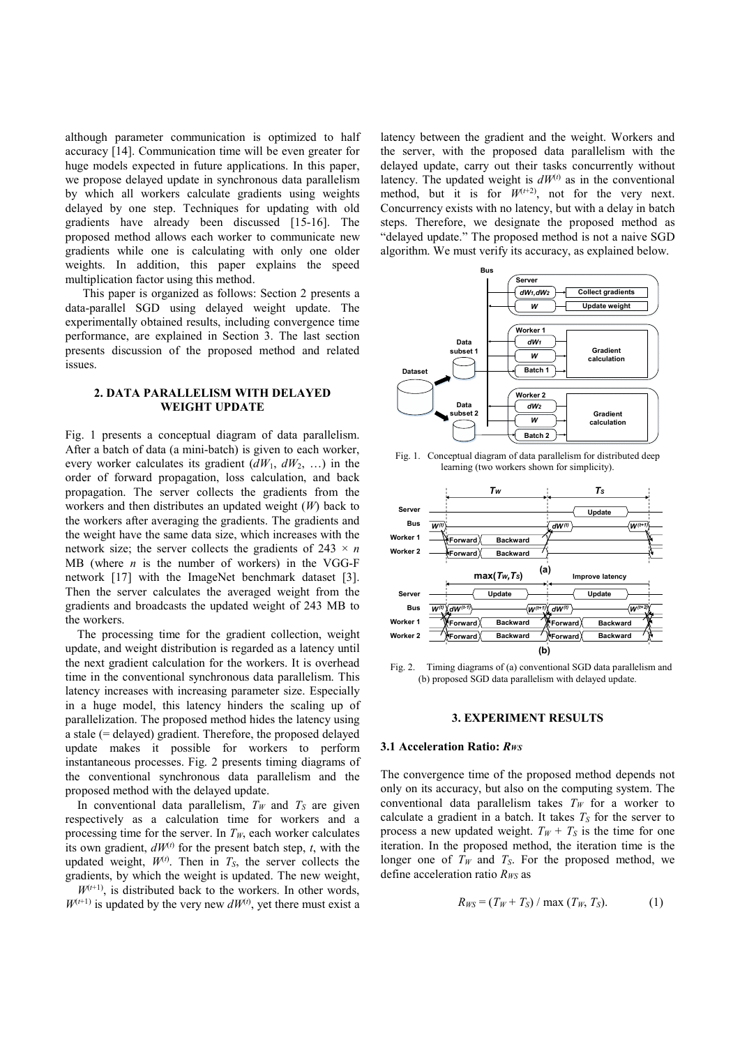although parameter communication is optimized to half accuracy [14]. Communication time will be even greater for huge models expected in future applications. In this paper, we propose delayed update in synchronous data parallelism by which all workers calculate gradients using weights delayed by one step. Techniques for updating with old gradients have already been discussed [15-16]. The proposed method allows each worker to communicate new gradients while one is calculating with only one older weights. In addition, this paper explains the speed multiplication factor using this method.

This paper is organized as follows: Section 2 presents a data-parallel SGD using delayed weight update. The experimentally obtained results, including convergence time performance, are explained in Section 3. The last section presents discussion of the proposed method and related issues.

## 2. DATA PARALLELISM WITH DELAYED WEIGHT UPDATE

Fig. 1 presents a conceptual diagram of data parallelism. After a batch of data (a mini-batch) is given to each worker, every worker calculates its gradient ($dW_1$, $dW_2$, …) in the order of forward propagation, loss calculation, and back propagation. The server collects the gradients from the workers and then distributes an updated weight ($W$) back to the workers after averaging the gradients. The gradients and the weight have the same data size, which increases with the network size; the server collects the gradients of 243 × $n$ MB (where $n$ is the number of workers) in the VGG-F network [17] with the ImageNet benchmark dataset [3]. Then the server calculates the averaged weight from the gradients and broadcasts the updated weight of 243 MB to the workers.

The processing time for the gradient collection, weight update, and weight distribution is regarded as a latency until the next gradient calculation for the workers. It is overhead time in the conventional synchronous data parallelism. This latency increases with increasing parameter size. Especially in a huge model, this latency hinders the scaling up of parallelization. The proposed method hides the latency using a stale (= delayed) gradient. Therefore, the proposed delayed update makes it possible for workers to perform instantaneous processes. Fig. 2 presents timing diagrams of the conventional synchronous data parallelism and the proposed method with the delayed update.

In conventional data parallelism, $T_W$ and $T_S$ are given respectively as a calculation time for workers and a processing time for the server. In $T_W$, each worker calculates its own gradient, $dW^{(t)}$ for the present batch step, $t$, with the updated weight, $W^{(t)}$. Then in $T_S$, the server collects the gradients, by which the weight is updated. The new weight, $W^{(t+1)}$, is distributed back to the workers. In other words, $W^{(t+1)}$ is updated by the very new $dW^{(t)}$, yet there must exist a latency between the gradient and the weight. Workers and the server, with the proposed data parallelism with the delayed update, carry out their tasks concurrently without latency. The updated weight is $dW^{(t)}$ as in the conventional method, but it is for $W^{(t+2)}$, not for the very next. Concurrency exists with no latency, but with a delay in batch steps. Therefore, we designate the proposed method as "delayed update." The proposed method is not a naive SGD algorithm. We must verify its accuracy, as explained below.

Fig. 1. Conceptual diagram of data parallelism for distributed deep learning (two workers shown for simplicity).

Fig. 2. Timing diagrams of (a) conventional SGD data parallelism and (b) proposed SGD data parallelism with delayed update.

## 3. EXPERIMENT RESULTS

### 3.1 Acceleration Ratio: $R_{WS}$

The convergence time of the proposed method depends not only on its accuracy, but also on the computing system. The conventional data parallelism takes $T_W$ for a worker to calculate a gradient in a batch. It takes $T_S$ for the server to process a new updated weight. $T_W + T_S$ is the time for one iteration. In the proposed method, the iteration time is the longer one of $T_W$ and $T_S$. For the proposed method, we define acceleration ratio $R_{WS}$ as

$$R_{WS} = (T_W + T_S) / \max(T_W, T_S). \tag{1}$$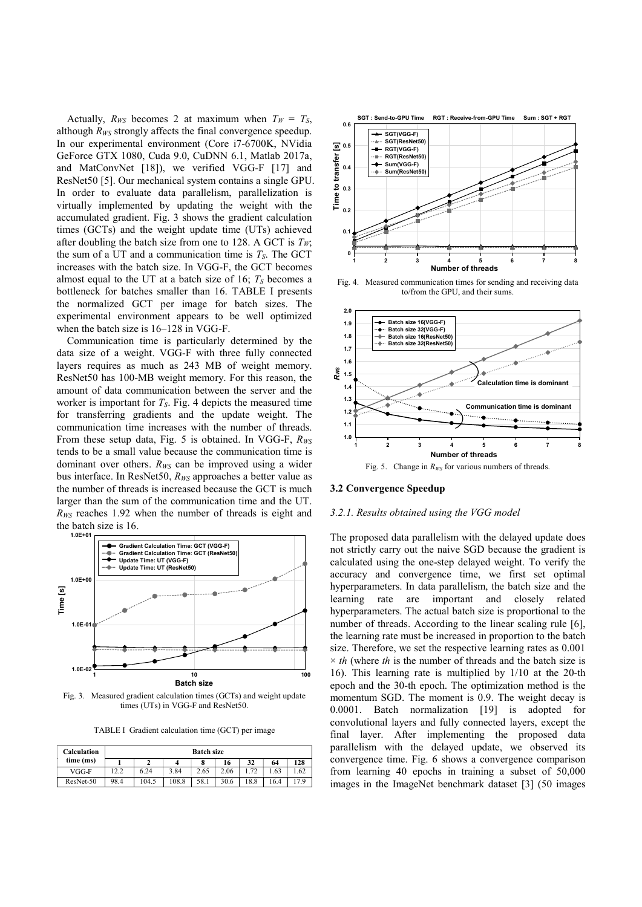Actually, $R_{WS}$ becomes 2 at maximum when $T_W = T_S$, although $R_{WS}$ strongly affects the final convergence speedup. In our experimental environment (Core i7-6700K, NVidia GeForce GTX 1080, Cuda 9.0, CuDNN 6.1, Matlab 2017a, and MatConvNet [18]), we verified VGG-F [17] and ResNet50 [5]. Our mechanical system contains a single GPU. In order to evaluate data parallelism, parallelization is virtually implemented by updating the weight with the accumulated gradient. Fig. 3 shows the gradient calculation times (GCTs) and the weight update time (UTs) achieved after doubling the batch size from one to 128. A GCT is $T_W$; the sum of a UT and a communication time is $T_S$. The GCT increases with the batch size. In VGG-F, the GCT becomes almost equal to the UT at a batch size of 16; $T_S$ becomes a bottleneck for batches smaller than 16. TABLE I presents the normalized GCT per image for batch sizes. The experimental environment appears to be well optimized when the batch size is 16–128 in VGG-F.

Communication time is particularly determined by the data size of a weight. VGG-F with three fully connected layers requires as much as 243 MB of weight memory. ResNet50 has 100-MB weight memory. For this reason, the amount of data communication between the server and the worker is important for $T_S$. Fig. 4 depicts the measured time for transferring gradients and the update weight. The communication time increases with the number of threads. From these setup data, Fig. 5 is obtained. In VGG-F, $R_{WS}$ tends to be a small value because the communication time is dominant over others. $R_{WS}$ can be improved using a wider bus interface. In ResNet50, $R_{WS}$ approaches a better value as the number of threads is increased because the GCT is much larger than the sum of the communication time and the UT. $R_{WS}$ reaches 1.92 when the number of threads is eight and the batch size is 16.

Fig. 3. Measured gradient calculation times (GCTs) and weight update times (UTs) in VGG-F and ResNet50.

TABLE I Gradient calculation time (GCT) per image

| Calculation time (ms) | Batch size | | | | | | | |
|---|---|---|---|---|---|---|---|---|
| | 1 | 2 | 4 | 8 | 16 | 32 | 64 | 128 |
| VGG-F | 12.2 | 6.24 | 3.84 | 2.65 | 2.06 | 1.72 | 1.63 | 1.62 |
| ResNet-50 | 98.4 | 104.5 | 108.8 | 58.1 | 30.6 | 18.8 | 16.4 | 17.9 |

Fig. 4. Measured communication times for sending and receiving data to/from the GPU, and their sums.

Fig. 5. Change in $R_{WS}$ for various numbers of threads.

### 3.2 Convergence Speedup

#### *3.2.1. Results obtained using the VGG model*

The proposed data parallelism with the delayed update does not strictly carry out the naive SGD because the gradient is calculated using the one-step delayed weight. To verify the accuracy and convergence time, we first set optimal hyperparameters. In data parallelism, the batch size and the learning rate are important and closely related hyperparameters. The actual batch size is proportional to the number of threads. According to the linear scaling rule [6], the learning rate must be increased in proportion to the batch size. Therefore, we set the respective learning rates as 0.001 $\times$ $th$ (where $th$ is the number of threads and the batch size is 16). This learning rate is multiplied by 1/10 at the 20-th epoch and the 30-th epoch. The optimization method is the momentum SGD. The moment is 0.9. The weight decay is 0.0001. Batch normalization [19] is adopted for convolutional layers and fully connected layers, except the final layer. After implementing the proposed data parallelism with the delayed update, we observed its convergence time. Fig. 6 shows a convergence comparison from learning 40 epochs in training a subset of 50,000 images in the ImageNet benchmark dataset [3] (50 images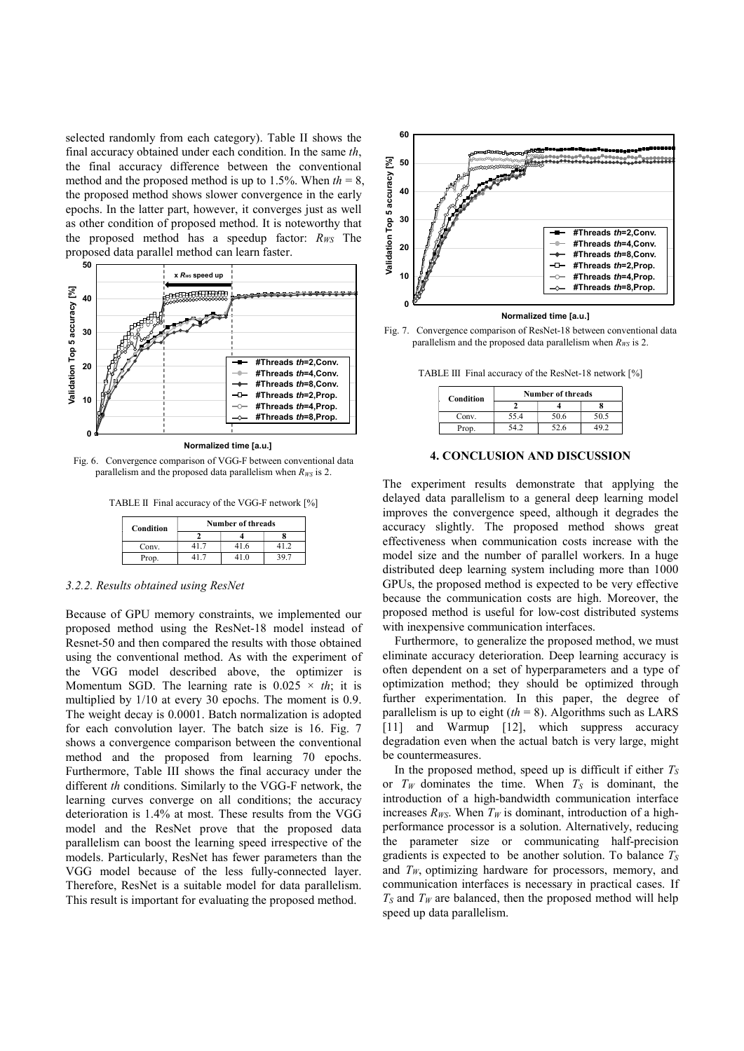selected randomly from each category). Table II shows the final accuracy obtained under each condition. In the same *th*, the final accuracy difference between the conventional method and the proposed method is up to 1.5%. When $th = 8$, the proposed method shows slower convergence in the early epochs. In the latter part, however, it converges just as well as other condition of proposed method. It is noteworthy that the proposed method has a speedup factor: $R_{WS}$ The proposed data parallel method can learn faster.

Fig. 6. Convergence comparison of VGG-F between conventional data parallelism and the proposed data parallelism when $R_{WS}$ is 2.

TABLE II Final accuracy of the VGG-F network [%]

| Condition | Number of threads | | |
|---|---|---|---|
| | 2 | 4 | 8 |
| Conv. | 41.7 | 41.6 | 41.2 |
| Prop. | 41.7 | 41.0 | 39.7 |

### 3.2.2. Results obtained using ResNet

Because of GPU memory constraints, we implemented our proposed method using the ResNet-18 model instead of Resnet-50 and then compared the results with those obtained using the conventional method. As with the experiment of the VGG model described above, the optimizer is Momentum SGD. The learning rate is $0.025 \times th$; it is multiplied by 1/10 at every 30 epochs. The moment is 0.9. The weight decay is 0.0001. Batch normalization is adopted for each convolution layer. The batch size is 16. Fig. 7 shows a convergence comparison between the conventional method and the proposed from learning 70 epochs. Furthermore, Table III shows the final accuracy under the different *th* conditions. Similarly to the VGG-F network, the learning curves converge on all conditions; the accuracy deterioration is 1.4% at most. These results from the VGG model and the ResNet prove that the proposed data parallelism can boost the learning speed irrespective of the models. Particularly, ResNet has fewer parameters than the VGG model because of the less fully-connected layer. Therefore, ResNet is a suitable model for data parallelism. This result is important for evaluating the proposed method.

Fig. 7. Convergence comparison of ResNet-18 between conventional data parallelism and the proposed data parallelism when $R_{WS}$ is 2.

TABLE III Final accuracy of the ResNet-18 network [%]

| Condition | Number of threads | | |
|---|---|---|---|
| | 2 | 4 | 8 |
| Conv. | 55.4 | 50.6 | 50.5 |
| Prop. | 54.2 | 52.6 | 49.2 |

## 4. CONCLUSION AND DISCUSSION

The experiment results demonstrate that applying the delayed data parallelism to a general deep learning model improves the convergence speed, although it degrades the accuracy slightly. The proposed method shows great effectiveness when communication costs increase with the model size and the number of parallel workers. In a huge distributed deep learning system including more than 1000 GPUs, the proposed method is expected to be very effective because the communication costs are high. Moreover, the proposed method is useful for low-cost distributed systems with inexpensive communication interfaces.

Furthermore, to generalize the proposed method, we must eliminate accuracy deterioration. Deep learning accuracy is often dependent on a set of hyperparameters and a type of optimization method; they should be optimized through further experimentation. In this paper, the degree of parallelism is up to eight ($th = 8$). Algorithms such as LARS [11] and Warmup [12], which suppress accuracy degradation even when the actual batch is very large, might be countermeasures.

In the proposed method, speed up is difficult if either $T_S$ or $T_W$ dominates the time. When $T_S$ is dominant, the introduction of a high-bandwidth communication interface increases $R_{WS}$. When $T_W$ is dominant, introduction of a high-performance processor is a solution. Alternatively, reducing the parameter size or communicating half-precision gradients is expected to be another solution. To balance $T_S$ and $T_W$, optimizing hardware for processors, memory, and communication interfaces is necessary in practical cases. If $T_S$ and $T_W$ are balanced, then the proposed method will help speed up data parallelism.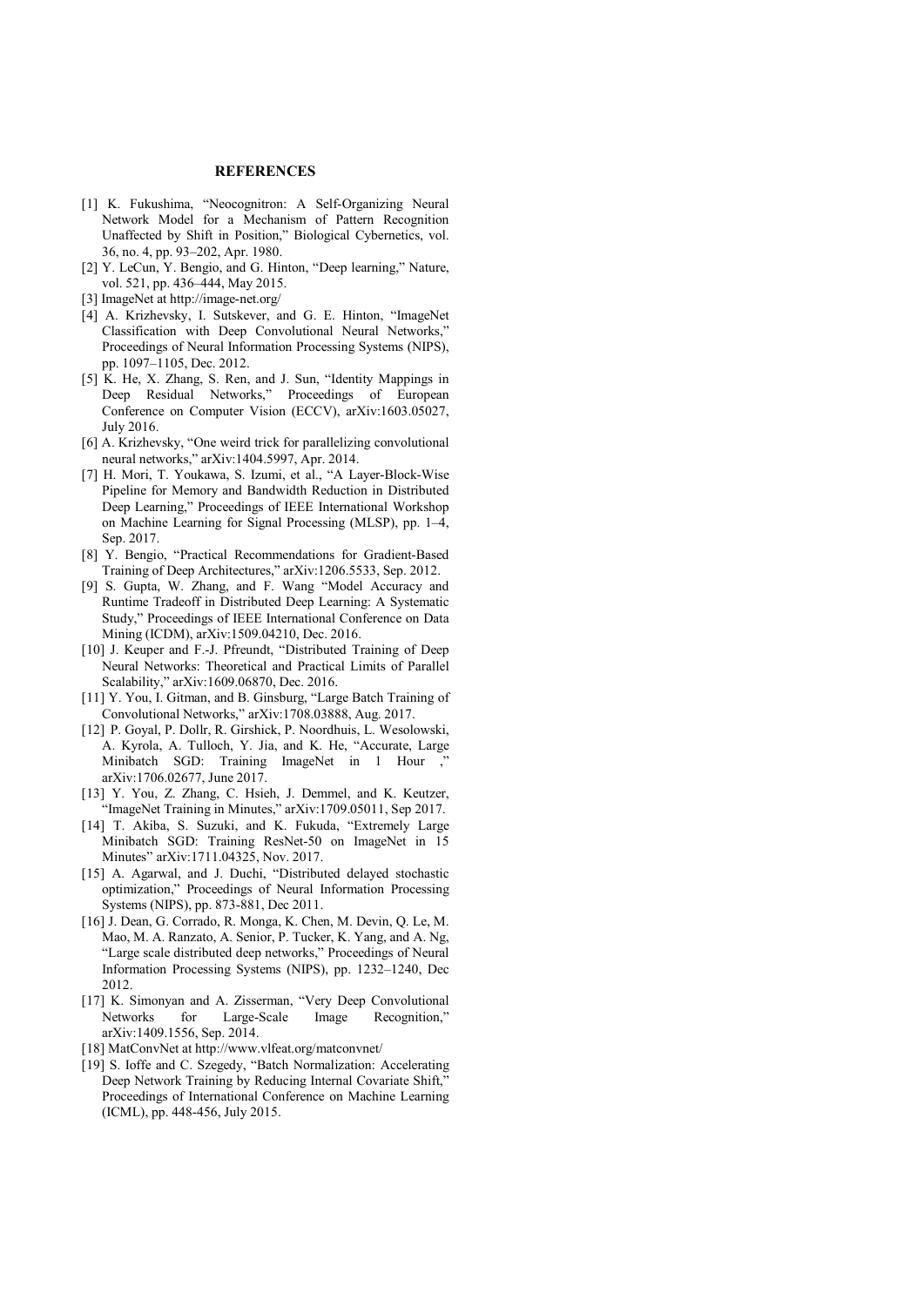## REFERENCES

[1] K. Fukushima, "Neocognitron: A Self-Organizing Neural Network Model for a Mechanism of Pattern Recognition Unaffected by Shift in Position," Biological Cybernetics, vol. 36, no. 4, pp. 93–202, Apr. 1980.

[2] Y. LeCun, Y. Bengio, and G. Hinton, "Deep learning," Nature, vol. 521, pp. 436–444, May 2015.

[3] ImageNet at http://image-net.org/

[4] A. Krizhevsky, I. Sutskever, and G. E. Hinton, "ImageNet Classification with Deep Convolutional Neural Networks," Proceedings of Neural Information Processing Systems (NIPS), pp. 1097–1105, Dec. 2012.

[5] K. He, X. Zhang, S. Ren, and J. Sun, "Identity Mappings in Deep Residual Networks," Proceedings of European Conference on Computer Vision (ECCV), arXiv:1603.05027, July 2016.

[6] A. Krizhevsky, "One weird trick for parallelizing convolutional neural networks," arXiv:1404.5997, Apr. 2014.

[7] H. Mori, T. Youkawa, S. Izumi, et al., "A Layer-Block-Wise Pipeline for Memory and Bandwidth Reduction in Distributed Deep Learning," Proceedings of IEEE International Workshop on Machine Learning for Signal Processing (MLSP), pp. 1–4, Sep. 2017.

[8] Y. Bengio, "Practical Recommendations for Gradient-Based Training of Deep Architectures," arXiv:1206.5533, Sep. 2012.

[9] S. Gupta, W. Zhang, and F. Wang "Model Accuracy and Runtime Tradeoff in Distributed Deep Learning: A Systematic Study," Proceedings of IEEE International Conference on Data Mining (ICDM), arXiv:1509.04210, Dec. 2016.

[10] J. Keuper and F.-J. Pfreundt, "Distributed Training of Deep Neural Networks: Theoretical and Practical Limits of Parallel Scalability," arXiv:1609.06870, Dec. 2016.

[11] Y. You, I. Gitman, and B. Ginsburg, "Large Batch Training of Convolutional Networks," arXiv:1708.03888, Aug. 2017.

[12] P. Goyal, P. Dollr, R. Girshick, P. Noordhuis, L. Wesolowski, A. Kyrola, A. Tulloch, Y. Jia, and K. He, "Accurate, Large Minibatch SGD: Training ImageNet in 1 Hour ," arXiv:1706.02677, June 2017.

[13] Y. You, Z. Zhang, C. Hsieh, J. Demmel, and K. Keutzer, "ImageNet Training in Minutes," arXiv:1709.05011, Sep 2017.

[14] T. Akiba, S. Suzuki, and K. Fukuda, "Extremely Large Minibatch SGD: Training ResNet-50 on ImageNet in 15 Minutes" arXiv:1711.04325, Nov. 2017.

[15] A. Agarwal, and J. Duchi, "Distributed delayed stochastic optimization," Proceedings of Neural Information Processing Systems (NIPS), pp. 873-881, Dec 2011.

[16] J. Dean, G. Corrado, R. Monga, K. Chen, M. Devin, Q. Le, M. Mao, M. A. Ranzato, A. Senior, P. Tucker, K. Yang, and A. Ng, "Large scale distributed deep networks," Proceedings of Neural Information Processing Systems (NIPS), pp. 1232–1240, Dec 2012.

[17] K. Simonyan and A. Zisserman, "Very Deep Convolutional Networks for Large-Scale Image Recognition," arXiv:1409.1556, Sep. 2014.

[18] MatConvNet at http://www.vlfeat.org/matconvnet/

[19] S. Ioffe and C. Szegedy, "Batch Normalization: Accelerating Deep Network Training by Reducing Internal Covariate Shift," Proceedings of International Conference on Machine Learning (ICML), pp. 448-456, July 2015.